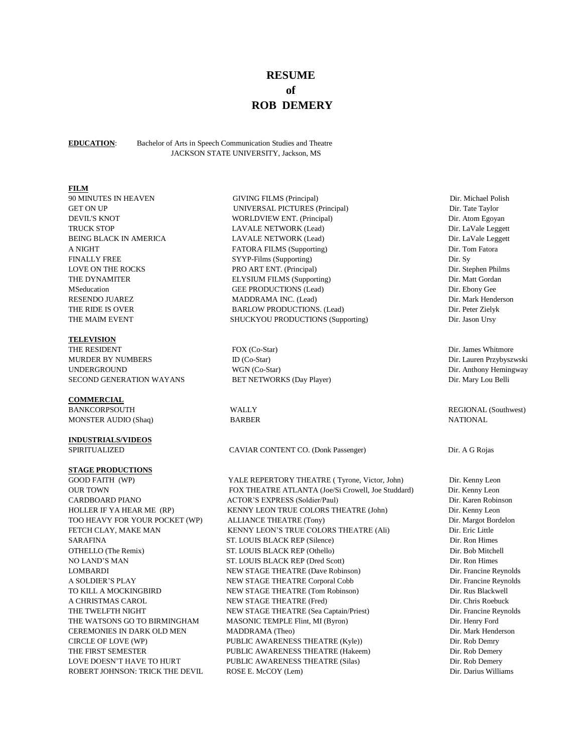# RESUME
# of
# ROB DEMERY

**EDUCATION**: Bachelor of Arts in Speech Communication Studies and Theatre
JACKSON STATE UNIVERSITY, Jackson, MS

**FILM**

| | | |
|---|---|---|
| 90 MINUTES IN HEAVEN | GIVING FILMS (Principal) | Dir. Michael Polish |
| GET ON UP | UNIVERSAL PICTURES (Principal) | Dir. Tate Taylor |
| DEVIL'S KNOT | WORLDVIEW ENT. (Principal) | Dir. Atom Egoyan |
| TRUCK STOP | LAVALE NETWORK (Lead) | Dir. LaVale Leggett |
| BEING BLACK IN AMERICA | LAVALE NETWORK (Lead) | Dir. LaVale Leggett |
| A NIGHT | FATORA FILMS (Supporting) | Dir. Tom Fatora |
| FINALLY FREE | SYYP-Films (Supporting) | Dir. Sy |
| LOVE ON THE ROCKS | PRO ART ENT. (Principal) | Dir. Stephen Philms |
| THE DYNAMITER | ELYSIUM FILMS (Supporting) | Dir. Matt Gordan |
| MSeducation | GEE PRODUCTIONS (Lead) | Dir. Ebony Gee |
| RESENDO JUAREZ | MADDRAMA INC. (Lead) | Dir. Mark Henderson |
| THE RIDE IS OVER | BARLOW PRODUCTIONS. (Lead) | Dir. Peter Zielyk |
| THE MAIM EVENT | SHUCKYOU PRODUCTIONS (Supporting) | Dir. Jason Ursy |

**TELEVISION**

| | | |
|---|---|---|
| THE RESIDENT | FOX (Co-Star) | Dir. James Whitmore |
| MURDER BY NUMBERS | ID (Co-Star) | Dir. Lauren Przybyszwski |
| UNDERGROUND | WGN (Co-Star) | Dir. Anthony Hemingway |
| SECOND GENERATION WAYANS | BET NETWORKS (Day Player) | Dir. Mary Lou Belli |

**COMMERCIAL**

| | | |
|---|---|---|
| BANKCORPSOUTH | WALLY | REGIONAL (Southwest) |
| MONSTER AUDIO (Shaq) | BARBER | NATIONAL |

**INDUSTRIALS/VIDEOS**

| | | |
|---|---|---|
| SPIRITUALIZED | CAVIAR CONTENT CO. (Donk Passenger) | Dir. A G Rojas |

**STAGE PRODUCTIONS**

| | | |
|---|---|---|
| GOOD FAITH (WP) | YALE REPERTORY THEATRE ( Tyrone, Victor, John) | Dir. Kenny Leon |
| OUR TOWN | FOX THEATRE ATLANTA (Joe/Si Crowell, Joe Studdard) | Dir. Kenny Leon |
| CARDBOARD PIANO | ACTOR'S EXPRESS (Soldier/Paul) | Dir. Karen Robinson |
| HOLLER IF YA HEAR ME (RP) | KENNY LEON TRUE COLORS THEATRE (John) | Dir. Kenny Leon |
| TOO HEAVY FOR YOUR POCKET (WP) | ALLIANCE THEATRE (Tony) | Dir. Margot Bordelon |
| FETCH CLAY, MAKE MAN | KENNY LEON'S TRUE COLORS THEATRE (Ali) | Dir. Eric Little |
| SARAFINA | ST. LOUIS BLACK REP (Silence) | Dir. Ron Himes |
| OTHELLO (The Remix) | ST. LOUIS BLACK REP (Othello) | Dir. Bob Mitchell |
| NO LAND'S MAN | ST. LOUIS BLACK REP (Dred Scott) | Dir. Ron Himes |
| LOMBARDI | NEW STAGE THEATRE (Dave Robinson) | Dir. Francine Reynolds |
| A SOLDIER'S PLAY | NEW STAGE THEATRE Corporal Cobb | Dir. Francine Reynolds |
| TO KILL A MOCKINGBIRD | NEW STAGE THEATRE (Tom Robinson) | Dir. Rus Blackwell |
| A CHRISTMAS CAROL | NEW STAGE THEATRE (Fred) | Dir. Chris Roebuck |
| THE TWELFTH NIGHT | NEW STAGE THEATRE (Sea Captain/Priest) | Dir. Francine Reynolds |
| THE WATSONS GO TO BIRMINGHAM | MASONIC TEMPLE Flint, MI (Byron) | Dir. Henry Ford |
| CEREMONIES IN DARK OLD MEN | MADDRAMA (Theo) | Dir. Mark Henderson |
| CIRCLE OF LOVE (WP) | PUBLIC AWARENESS THEATRE (Kyle)) | Dir. Rob Demry |
| THE FIRST SEMESTER | PUBLIC AWARENESS THEATRE (Hakeem) | Dir. Rob Demery |
| LOVE DOESN'T HAVE TO HURT | PUBLIC AWARENESS THEATRE (Silas) | Dir. Rob Demery |
| ROBERT JOHNSON: TRICK THE DEVIL | ROSE E. McCOY (Lem) | Dir. Darius Williams |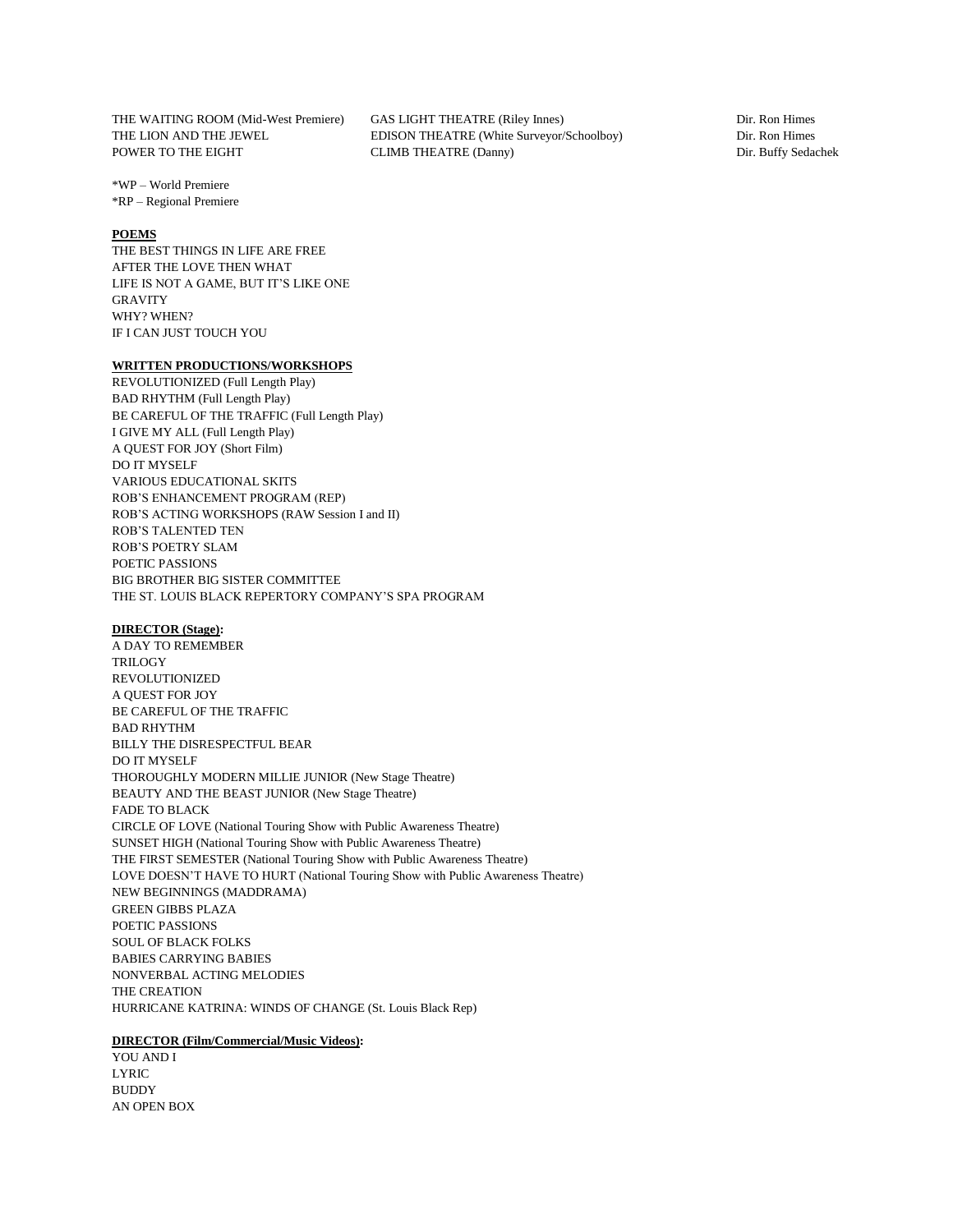| | | |
|---|---|---|
| THE WAITING ROOM (Mid-West Premiere) | GAS LIGHT THEATRE (Riley Innes) | Dir. Ron Himes |
| THE LION AND THE JEWEL | EDISON THEATRE (White Surveyor/Schoolboy) | Dir. Ron Himes |
| POWER TO THE EIGHT | CLIMB THEATRE (Danny) | Dir. Buffy Sedachek |

*WP – World Premiere
*RP – Regional Premiere

**POEMS**

THE BEST THINGS IN LIFE ARE FREE
AFTER THE LOVE THEN WHAT
LIFE IS NOT A GAME, BUT IT'S LIKE ONE
GRAVITY
WHY? WHEN?
IF I CAN JUST TOUCH YOU

**WRITTEN PRODUCTIONS/WORKSHOPS**

REVOLUTIONIZED (Full Length Play)
BAD RHYTHM (Full Length Play)
BE CAREFUL OF THE TRAFFIC (Full Length Play)
I GIVE MY ALL (Full Length Play)
A QUEST FOR JOY (Short Film)
DO IT MYSELF
VARIOUS EDUCATIONAL SKITS
ROB'S ENHANCEMENT PROGRAM (REP)
ROB'S ACTING WORKSHOPS (RAW Session I and II)
ROB'S TALENTED TEN
ROB'S POETRY SLAM
POETIC PASSIONS
BIG BROTHER BIG SISTER COMMITTEE
THE ST. LOUIS BLACK REPERTORY COMPANY'S SPA PROGRAM

**DIRECTOR (Stage):**

A DAY TO REMEMBER
TRILOGY
REVOLUTIONIZED
A QUEST FOR JOY
BE CAREFUL OF THE TRAFFIC
BAD RHYTHM
BILLY THE DISRESPECTFUL BEAR
DO IT MYSELF
THOROUGHLY MODERN MILLIE JUNIOR (New Stage Theatre)
BEAUTY AND THE BEAST JUNIOR (New Stage Theatre)
FADE TO BLACK
CIRCLE OF LOVE (National Touring Show with Public Awareness Theatre)
SUNSET HIGH (National Touring Show with Public Awareness Theatre)
THE FIRST SEMESTER (National Touring Show with Public Awareness Theatre)
LOVE DOESN'T HAVE TO HURT (National Touring Show with Public Awareness Theatre)
NEW BEGINNINGS (MADDRAMA)
GREEN GIBBS PLAZA
POETIC PASSIONS
SOUL OF BLACK FOLKS
BABIES CARRYING BABIES
NONVERBAL ACTING MELODIES
THE CREATION
HURRICANE KATRINA: WINDS OF CHANGE (St. Louis Black Rep)

**DIRECTOR (Film/Commercial/Music Videos):**

YOU AND I
LYRIC
BUDDY
AN OPEN BOX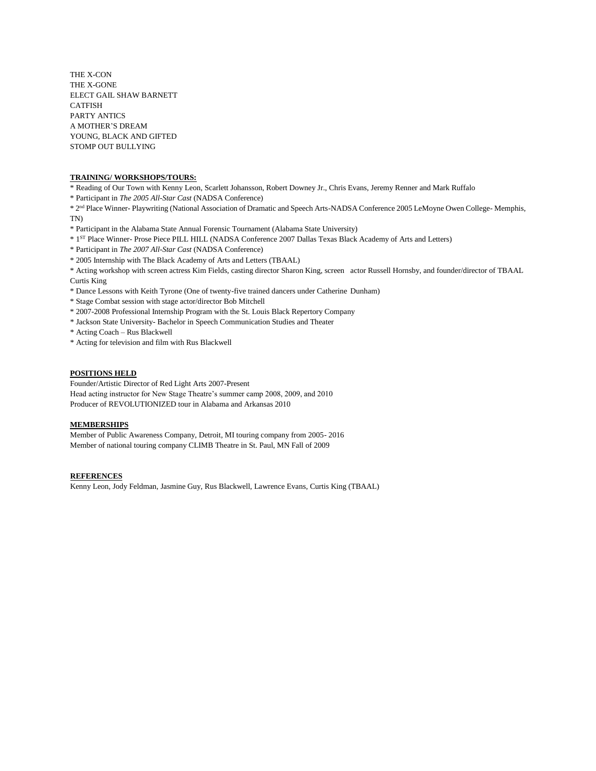THE X-CON
THE X-GONE
ELECT GAIL SHAW BARNETT
CATFISH
PARTY ANTICS
A MOTHER'S DREAM
YOUNG, BLACK AND GIFTED
STOMP OUT BULLYING

**TRAINING/ WORKSHOPS/TOURS:**

* Reading of Our Town with Kenny Leon, Scarlett Johansson, Robert Downey Jr., Chris Evans, Jeremy Renner and Mark Ruffalo
* Participant in *The 2005 All-Star Cast* (NADSA Conference)
* 2nd Place Winner- Playwriting (National Association of Dramatic and Speech Arts-NADSA Conference 2005 LeMoyne Owen College- Memphis, TN)
* Participant in the Alabama State Annual Forensic Tournament (Alabama State University)
* 1ST Place Winner- Prose Piece PILL HILL (NADSA Conference 2007 Dallas Texas Black Academy of Arts and Letters)
* Participant in *The 2007 All-Star Cast* (NADSA Conference)
* 2005 Internship with The Black Academy of Arts and Letters (TBAAL)
* Acting workshop with screen actress Kim Fields, casting director Sharon King, screen actor Russell Hornsby, and founder/director of TBAAL Curtis King
* Dance Lessons with Keith Tyrone (One of twenty-five trained dancers under Catherine Dunham)
* Stage Combat session with stage actor/director Bob Mitchell
* 2007-2008 Professional Internship Program with the St. Louis Black Repertory Company
* Jackson State University- Bachelor in Speech Communication Studies and Theater
* Acting Coach – Rus Blackwell
* Acting for television and film with Rus Blackwell

**POSITIONS HELD**

Founder/Artistic Director of Red Light Arts 2007-Present
Head acting instructor for New Stage Theatre's summer camp 2008, 2009, and 2010
Producer of REVOLUTIONIZED tour in Alabama and Arkansas 2010

**MEMBERSHIPS**

Member of Public Awareness Company, Detroit, MI touring company from 2005- 2016
Member of national touring company CLIMB Theatre in St. Paul, MN Fall of 2009

**REFERENCES**

Kenny Leon, Jody Feldman, Jasmine Guy, Rus Blackwell, Lawrence Evans, Curtis King (TBAAL)